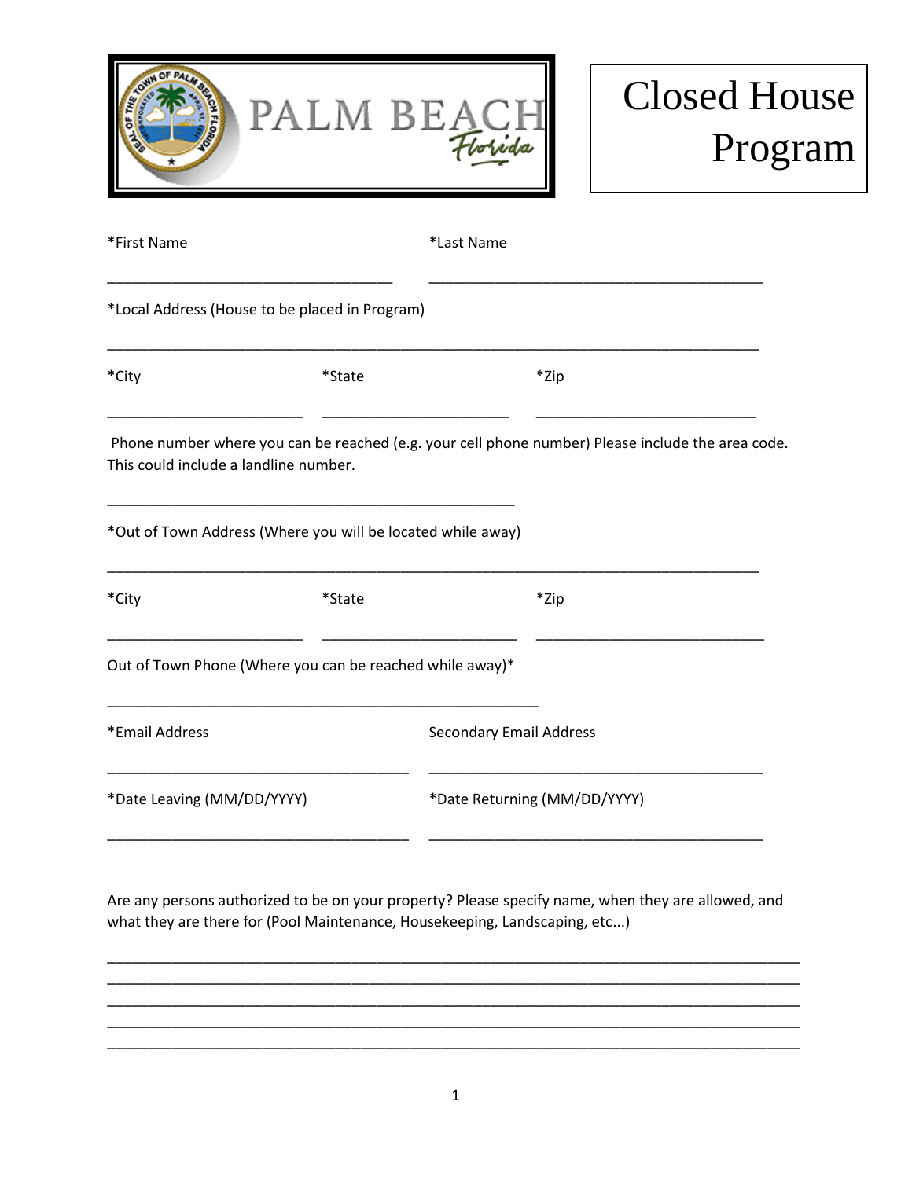PALM BEACH Florida

# Closed House Program

*First Name ___________________________________ *Last Name _________________________________________

*Local Address (House to be placed in Program)

_________________________________________________________________________________

*City ________________________ *State _______________________ *Zip ___________________________

Phone number where you can be reached (e.g. your cell phone number) Please include the area code. This could include a landline number.

__________________________________________________

*Out of Town Address (Where you will be located while away)

_________________________________________________________________________________

*City ________________________ *State ________________________ *Zip ____________________________

Out of Town Phone (Where you can be reached while away)*

_____________________________________________________

*Email Address _____________________________________ Secondary Email Address _________________________________________

*Date Leaving (MM/DD/YYYY) _____________________________________ *Date Returning (MM/DD/YYYY) _________________________________________

Are any persons authorized to be on your property? Please specify name, when they are allowed, and what they are there for (Pool Maintenance, Housekeeping, Landscaping, etc...)

_____________________________________________________________________________________
_____________________________________________________________________________________
_____________________________________________________________________________________
_____________________________________________________________________________________
_____________________________________________________________________________________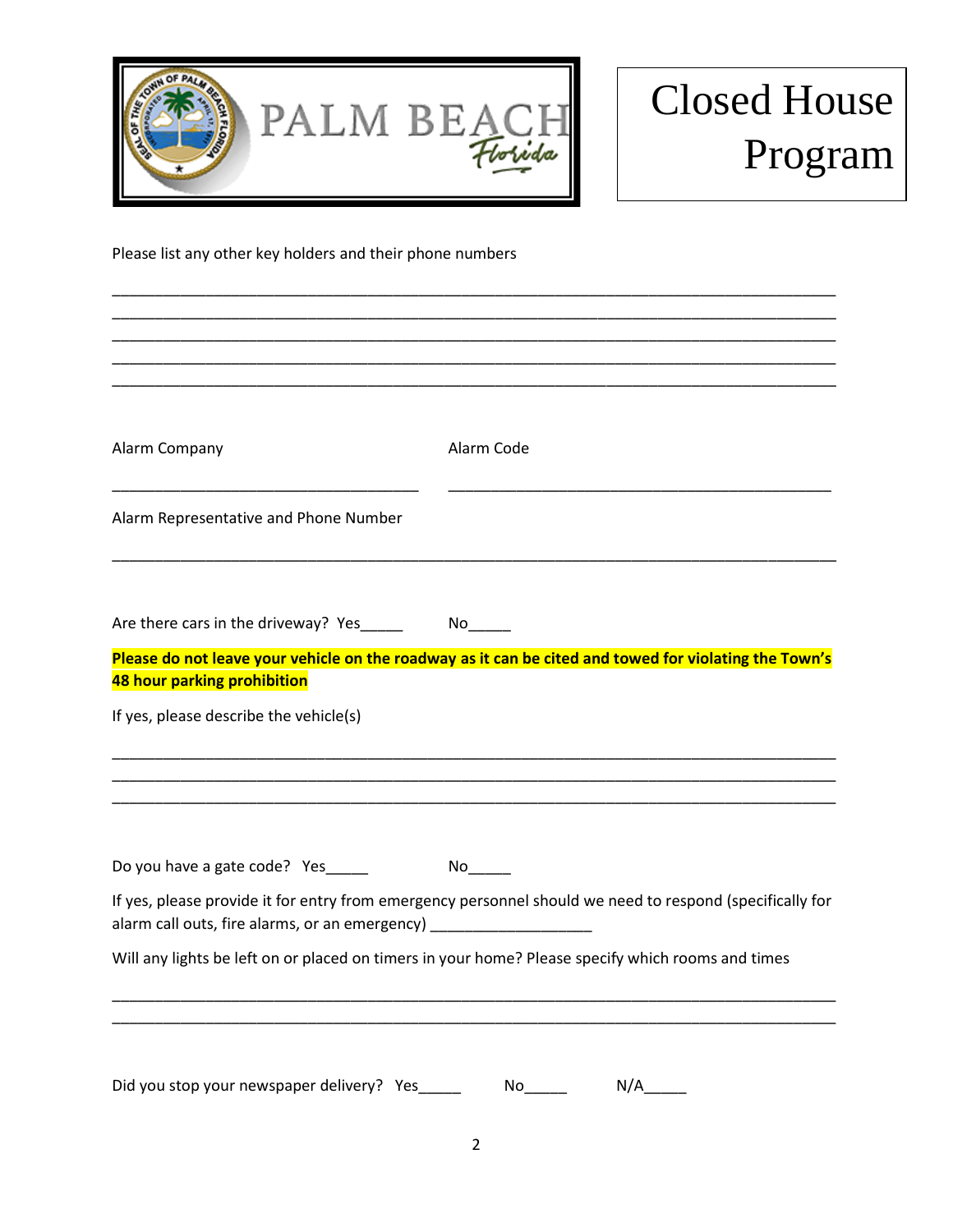PALM BEACH Florida

# Closed House Program

Please list any other key holders and their phone numbers

___________________________________________________________________________
___________________________________________________________________________
___________________________________________________________________________
___________________________________________________________________________
___________________________________________________________________________

Alarm Company ________________________________ Alarm Code ________________________________

Alarm Representative and Phone Number

___________________________________________________________________________

Are there cars in the driveway? Yes_____ No_____

**Please do not leave your vehicle on the roadway as it can be cited and towed for violating the Town's 48 hour parking prohibition**

If yes, please describe the vehicle(s)

___________________________________________________________________________
___________________________________________________________________________
___________________________________________________________________________

Do you have a gate code? Yes_____ No_____

If yes, please provide it for entry from emergency personnel should we need to respond (specifically for alarm call outs, fire alarms, or an emergency) ___________________

Will any lights be left on or placed on timers in your home? Please specify which rooms and times

___________________________________________________________________________
___________________________________________________________________________

Did you stop your newspaper delivery? Yes_____ No_____ N/A_____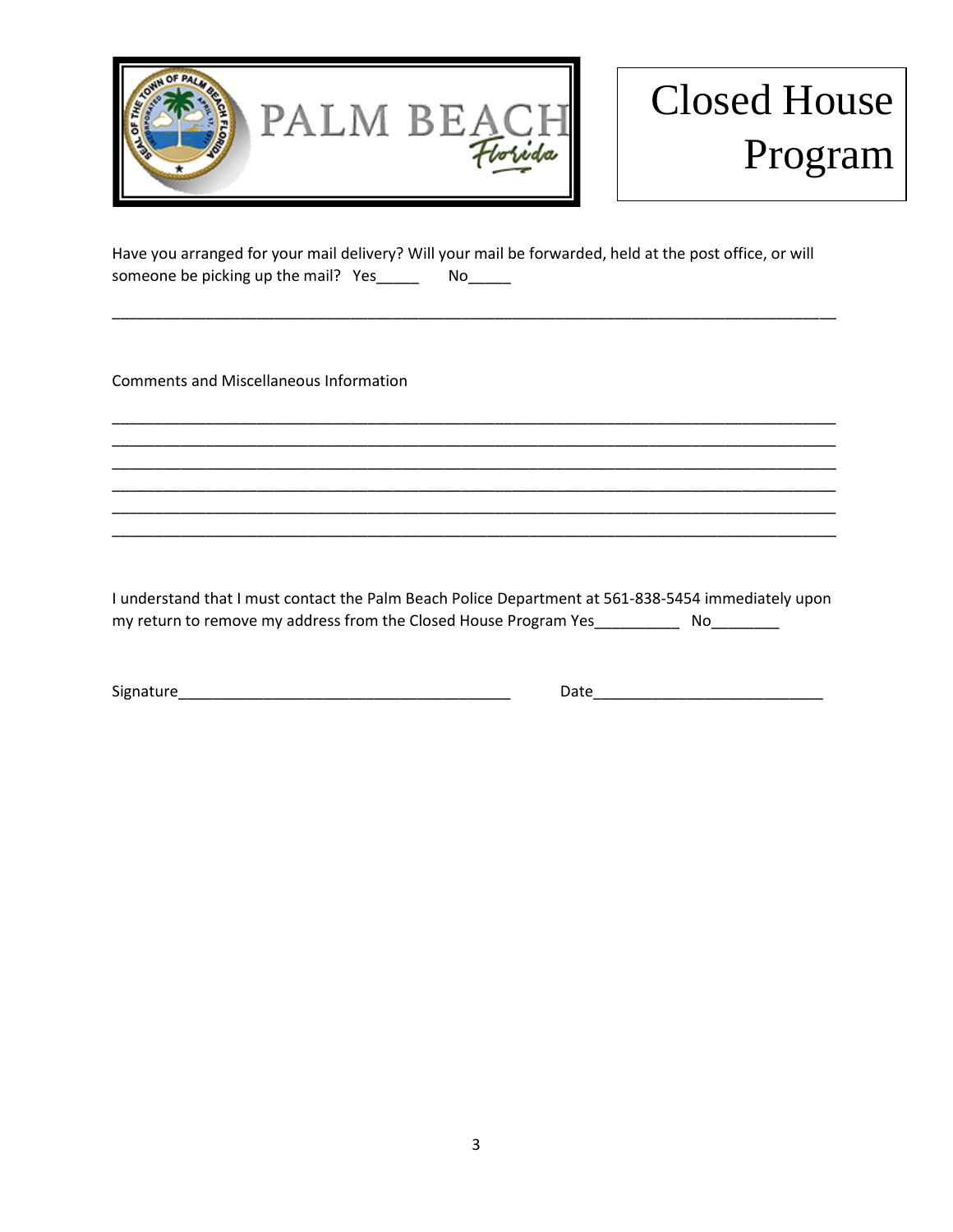# Closed House Program

Have you arranged for your mail delivery? Will your mail be forwarded, held at the post office, or will someone be picking up the mail? Yes_____ No_____

_______________________________________________________________________________________

Comments and Miscellaneous Information

_______________________________________________________________________________________
_______________________________________________________________________________________
_______________________________________________________________________________________
_______________________________________________________________________________________
_______________________________________________________________________________________
_______________________________________________________________________________________

I understand that I must contact the Palm Beach Police Department at 561-838-5454 immediately upon my return to remove my address from the Closed House Program Yes__________ No________

Signature________________________________________ Date___________________________